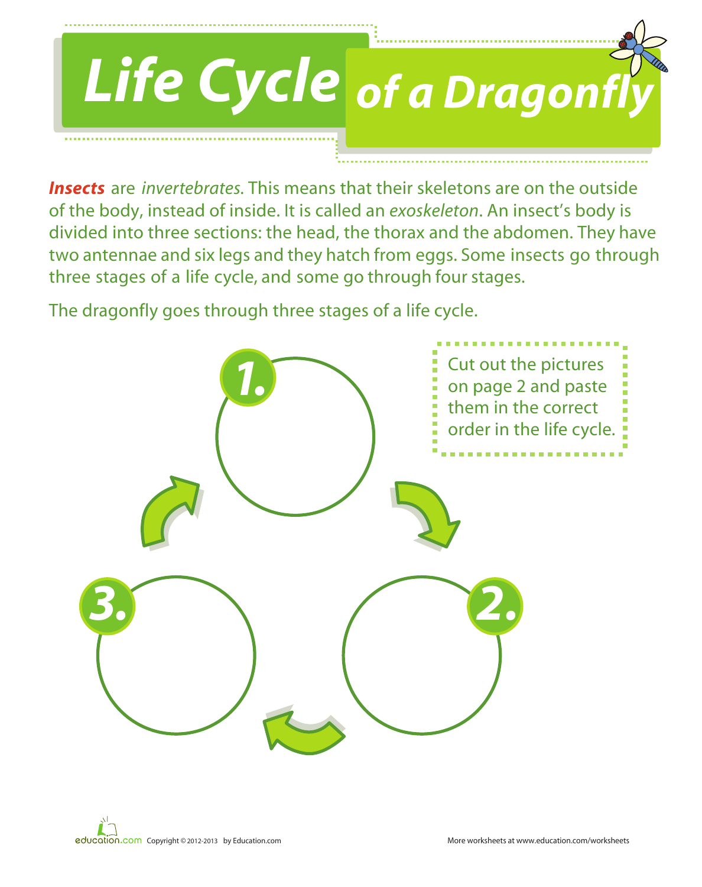# Life Cycle of a Dragonfly

***Insects*** are *invertebrates*. This means that their skeletons are on the outside of the body, instead of inside. It is called an *exoskeleton*. An insect's body is divided into three sections: the head, the thorax and the abdomen. They have two antennae and six legs and they hatch from eggs. Some insects go through three stages of a life cycle, and some go through four stages.

The dragonfly goes through three stages of a life cycle.

Cut out the pictures on page 2 and paste them in the correct order in the life cycle.

1.

2.

3.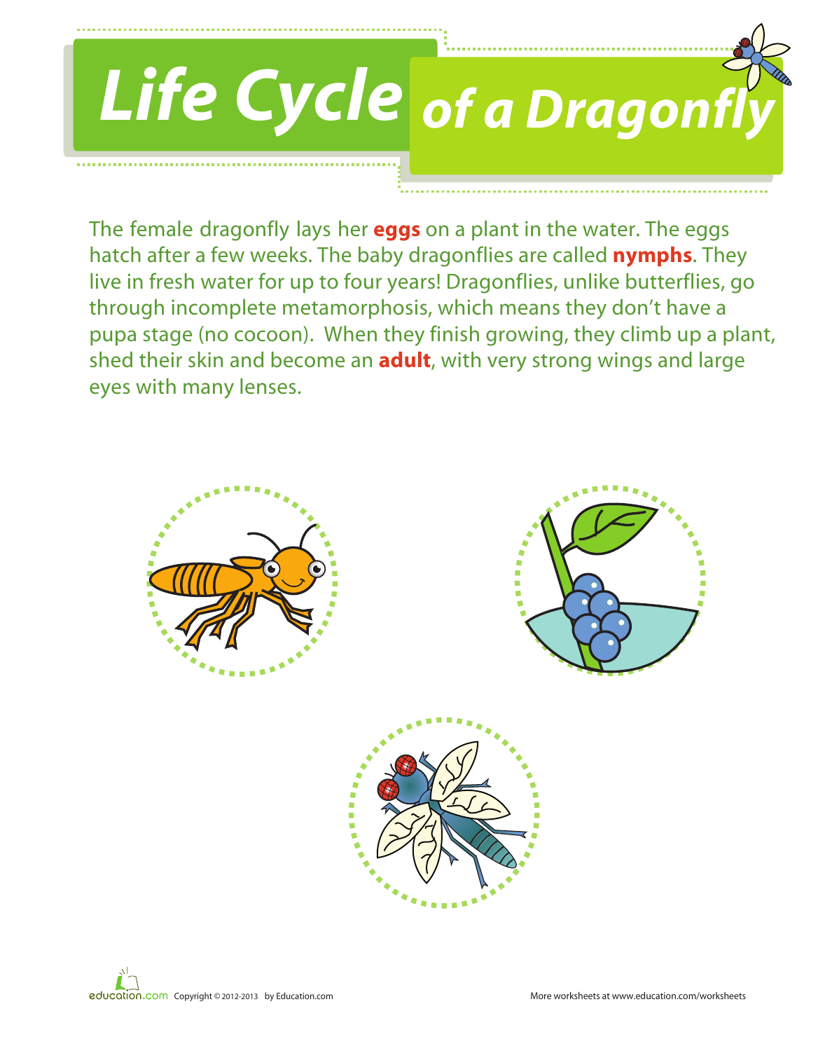# Life Cycle of a Dragonfly

The female dragonfly lays her **eggs** on a plant in the water. The eggs hatch after a few weeks. The baby dragonflies are called **nymphs**. They live in fresh water for up to four years! Dragonflies, unlike butterflies, go through incomplete metamorphosis, which means they don't have a pupa stage (no cocoon). When they finish growing, they climb up a plant, shed their skin and become an **adult**, with very strong wings and large eyes with many lenses.